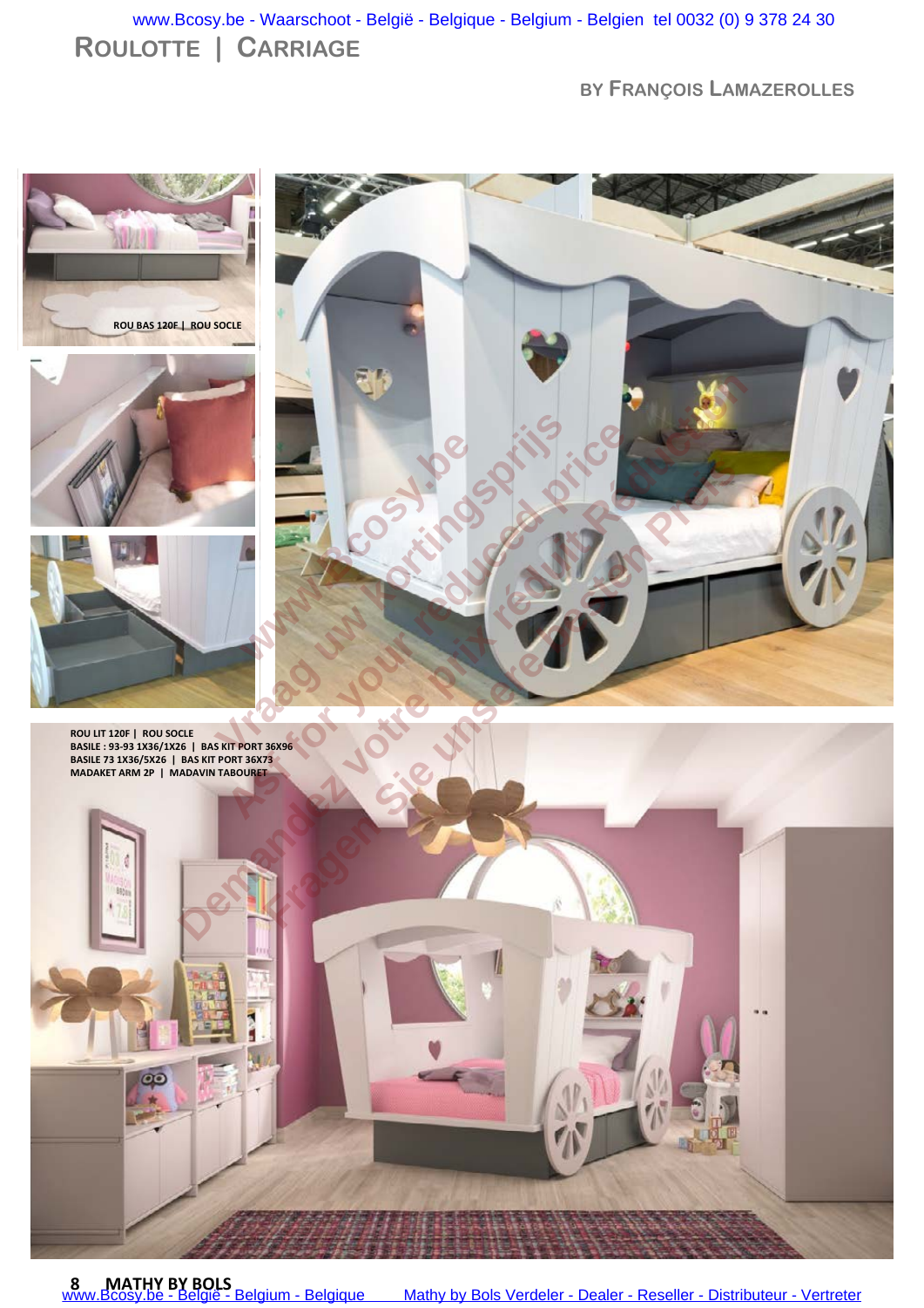www.Bcosy.be - Waarschoot - België - Belgique - Belgium - Belgien  tel 0032 (0) 9 378 24 30

# ROULOTTE | CARRIAGE

BY FRANÇOIS LAMAZEROLLES

ROU BAS 120F | ROU SOCLE

ROU LIT 120F | ROU SOCLE
BASILE : 93-93 1X36/1X26 | BAS KIT PORT 36X96
BASILE 73 1X36/5X26 | BAS KIT PORT 36X73
MADAKET ARM 2P | MADAVIN TABOURET

www.Bcosy.be - België - Belgium - Belgique      Mathy by Bols Verdeler - Dealer - Reseller - Distributeur - Vertreter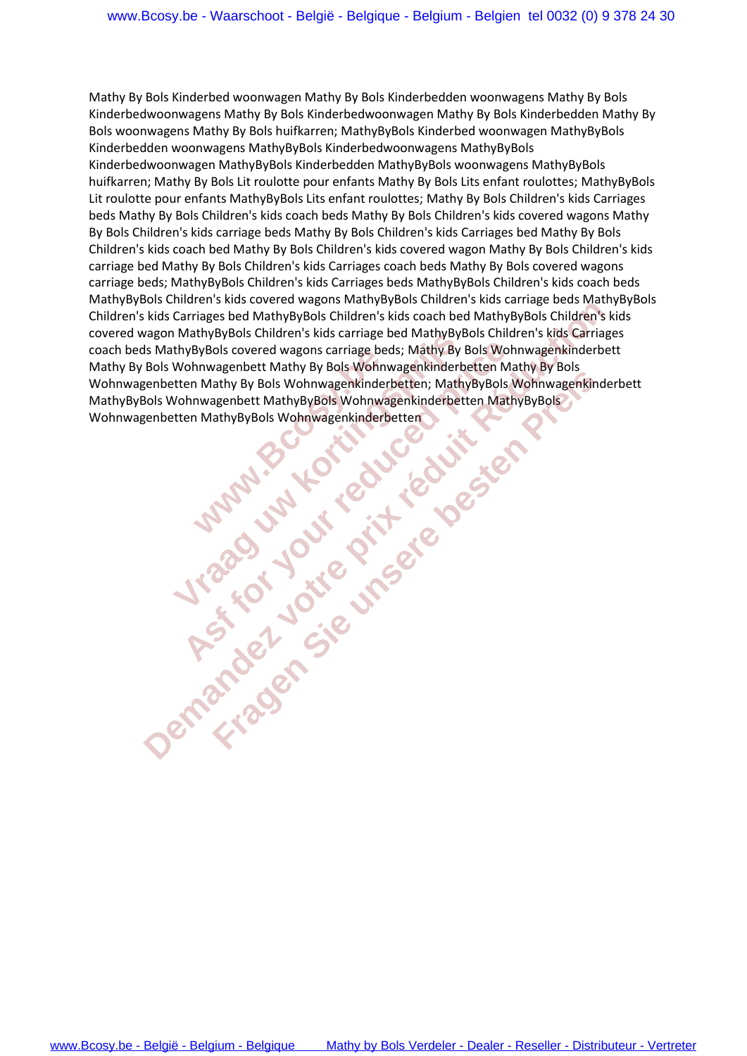Mathy By Bols Kinderbed woonwagen Mathy By Bols Kinderbedden woonwagens Mathy By Bols Kinderbedwoonwagens Mathy By Bols Kinderbedwoonwagen Mathy By Bols Kinderbedden Mathy By Bols woonwagens Mathy By Bols huifkarren; MathyByBols Kinderbed woonwagen MathyByBols Kinderbedden woonwagens MathyByBols Kinderbedwoonwagens MathyByBols Kinderbedwoonwagen MathyByBols Kinderbedden MathyByBols woonwagens MathyByBols huifkarren; Mathy By Bols Lit roulotte pour enfants Mathy By Bols Lits enfant roulottes; MathyByBols Lit roulotte pour enfants MathyByBols Lits enfant roulottes; Mathy By Bols Children's kids Carriages beds Mathy By Bols Children's kids coach beds Mathy By Bols Children's kids covered wagons Mathy By Bols Children's kids carriage beds Mathy By Bols Children's kids Carriages bed Mathy By Bols Children's kids coach bed Mathy By Bols Children's kids covered wagon Mathy By Bols Children's kids carriage bed Mathy By Bols Children's kids Carriages coach beds Mathy By Bols covered wagons carriage beds; MathyByBols Children's kids Carriages beds MathyByBols Children's kids coach beds MathyByBols Children's kids covered wagons MathyByBols Children's kids carriage beds MathyByBols Children's kids Carriages bed MathyByBols Children's kids coach bed MathyByBols Children's kids covered wagon MathyByBols Children's kids carriage bed MathyByBols Children's kids Carriages coach beds MathyByBols covered wagons carriage beds; Mathy By Bols Wohnwagenkinderbett Mathy By Bols Wohnwagenbett Mathy By Bols Wohnwagenkinderbetten Mathy By Bols Wohnwagenbetten Mathy By Bols Wohnwagenkinderbetten; MathyByBols Wohnwagenkinderbett MathyByBols Wohnwagenbett MathyByBols Wohnwagenkinderbetten MathyByBols Wohnwagenbetten MathyByBols Wohnwagenkinderbetten